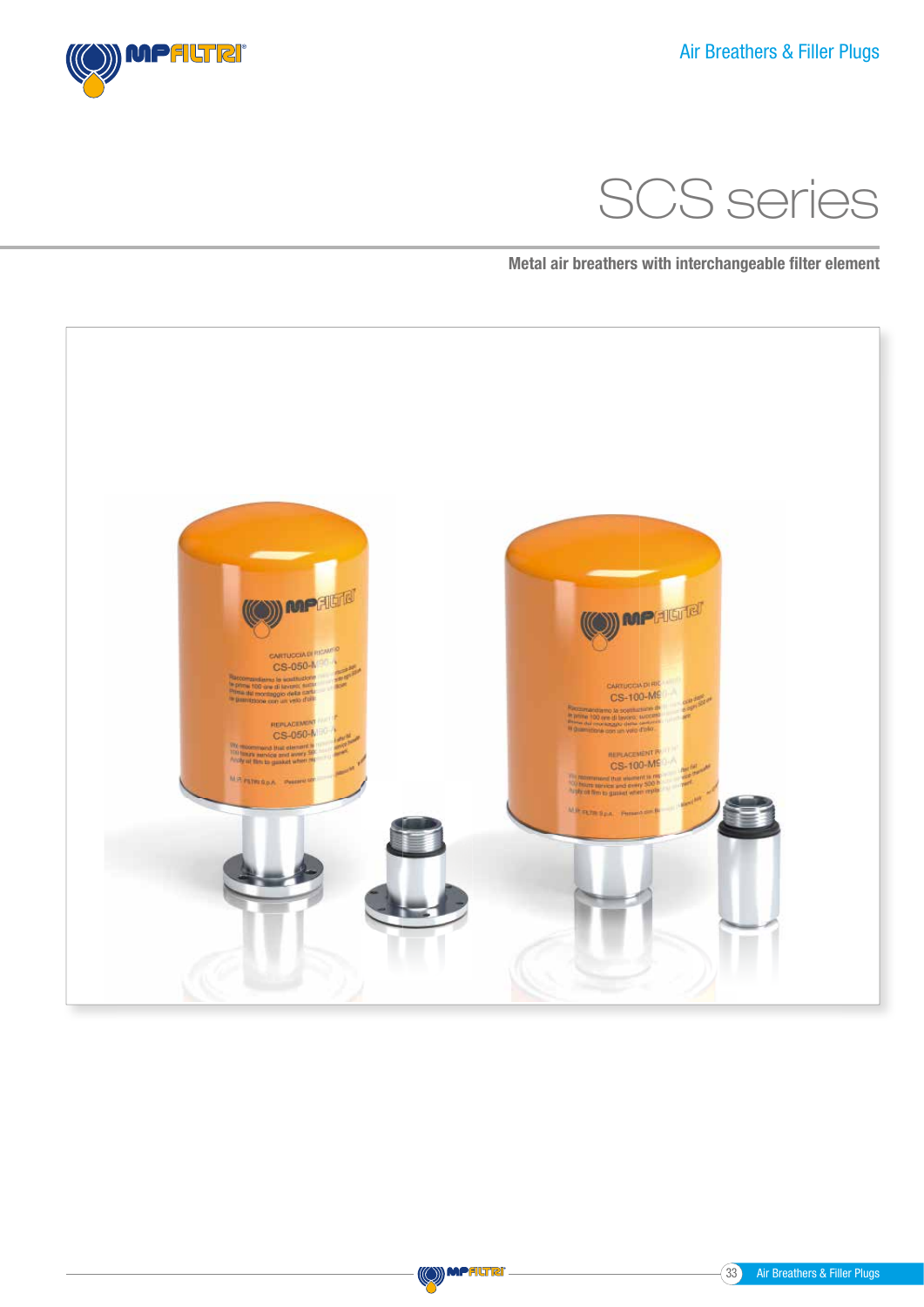# SCS series

**Metal air breathers with interchangeable filter element**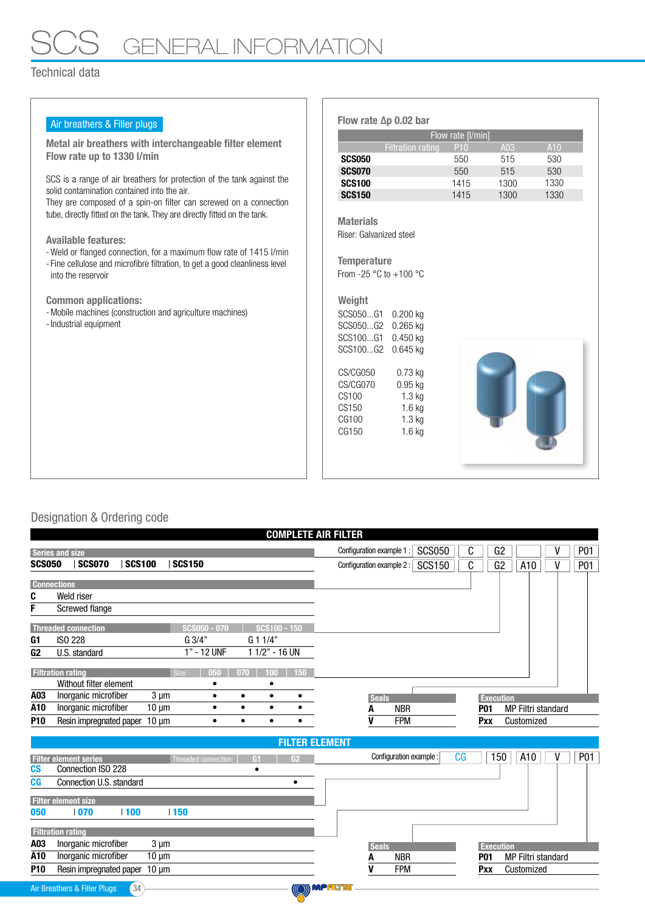# SCS GENERAL INFORMATION

## Technical data

**Air breathers & Filler plugs**

**Metal air breathers with interchangeable filter element**
**Flow rate up to 1330 l/min**

SCS is a range of air breathers for protection of the tank against the solid contamination contained into the air.
They are composed of a spin-on filter can screwed on a connection tube, directly fitted on the tank. They are directly fitted on the tank.

**Available features:**
- Weld or flanged connection, for a maximum flow rate of 1415 l/min
- Fine cellulose and microfibre filtration, to get a good cleanliness level into the reservoir

**Common applications:**
- Mobile machines (construction and agriculture machines)
- Industrial equipment

### Flow rate Δp 0.02 bar

| | Flow rate [l/min] | | |
|---|---|---|---|
| Filtration rating | P10 | A03 | A10 |
| **SCS050** | 550 | 515 | 530 |
| **SCS070** | 550 | 515 | 530 |
| **SCS100** | 1415 | 1300 | 1330 |
| **SCS150** | 1415 | 1300 | 1330 |

### Materials
Riser: Galvanized steel

### Temperature
From -25 °C to +100 °C

### Weight

| | |
|---|---|
| SCS050...G1 | 0.200 kg |
| SCS050...G2 | 0.265 kg |
| SCS100...G1 | 0.450 kg |
| SCS100...G2 | 0.645 kg |
| CS/CG050 | 0.73 kg |
| CS/CG070 | 0.95 kg |
| CS100 | 1.3 kg |
| CS150 | 1.6 kg |
| CG100 | 1.3 kg |
| CG150 | 1.6 kg |

## Designation & Ordering code

### COMPLETE AIR FILTER

| | Series and size | Connections | Threaded connection | Filtration rating | Seals | Execution |
|---|---|---|---|---|---|---|
| Configuration example 1 : | SCS050 | C | G2 | | V | P01 |
| Configuration example 2 : | SCS150 | C | G2 | A10 | V | P01 |

**Series and size**
**SCS050** | **SCS070** | **SCS100** | **SCS150**

**Connections**

| | |
|---|---|
| **C** | Weld riser |
| **F** | Screwed flange |

**Threaded connection**

| | | SCS050 - 070 | SCS100 - 150 |
|---|---|---|---|
| **G1** | ISO 228 | G 3/4" | G 1 1/4" |
| **G2** | U.S. standard | 1" - 12 UNF | 1 1/2" - 16 UN |

**Filtration rating**

| | | | Size: 050 | 070 | 100 | 150 |
|---|---|---|---|---|---|---|
| | Without filter element | | • | | • | |
| **A03** | Inorganic microfiber | 3 µm | • | • | • | • |
| **A10** | Inorganic microfiber | 10 µm | • | • | • | • |
| **P10** | Resin impregnated paper | 10 µm | • | • | • | • |

**Seals**

| | |
|---|---|
| **A** | NBR |
| **V** | FPM |

**Execution**

| | |
|---|---|
| **P01** | MP Filtri standard |
| **Pxx** | Customized |

### FILTER ELEMENT

| | Filter element series | Filter element size | Filtration rating | Seals | Execution |
|---|---|---|---|---|---|
| Configuration example : | CG | 150 | A10 | V | P01 |

**Filter element series**

| | | Threaded connection: G1 | G2 |
|---|---|---|---|
| **CS** | Connection ISO 228 | • | |
| **CG** | Connection U.S. standard | | • |

**Filter element size**
**050** | **070** | **100** | **150**

**Filtration rating**

| | | |
|---|---|---|
| **A03** | Inorganic microfiber | 3 µm |
| **A10** | Inorganic microfiber | 10 µm |
| **P10** | Resin impregnated paper | 10 µm |

**Seals**

| | |
|---|---|
| **A** | NBR |
| **V** | FPM |

**Execution**

| | |
|---|---|
| **P01** | MP Filtri standard |
| **Pxx** | Customized |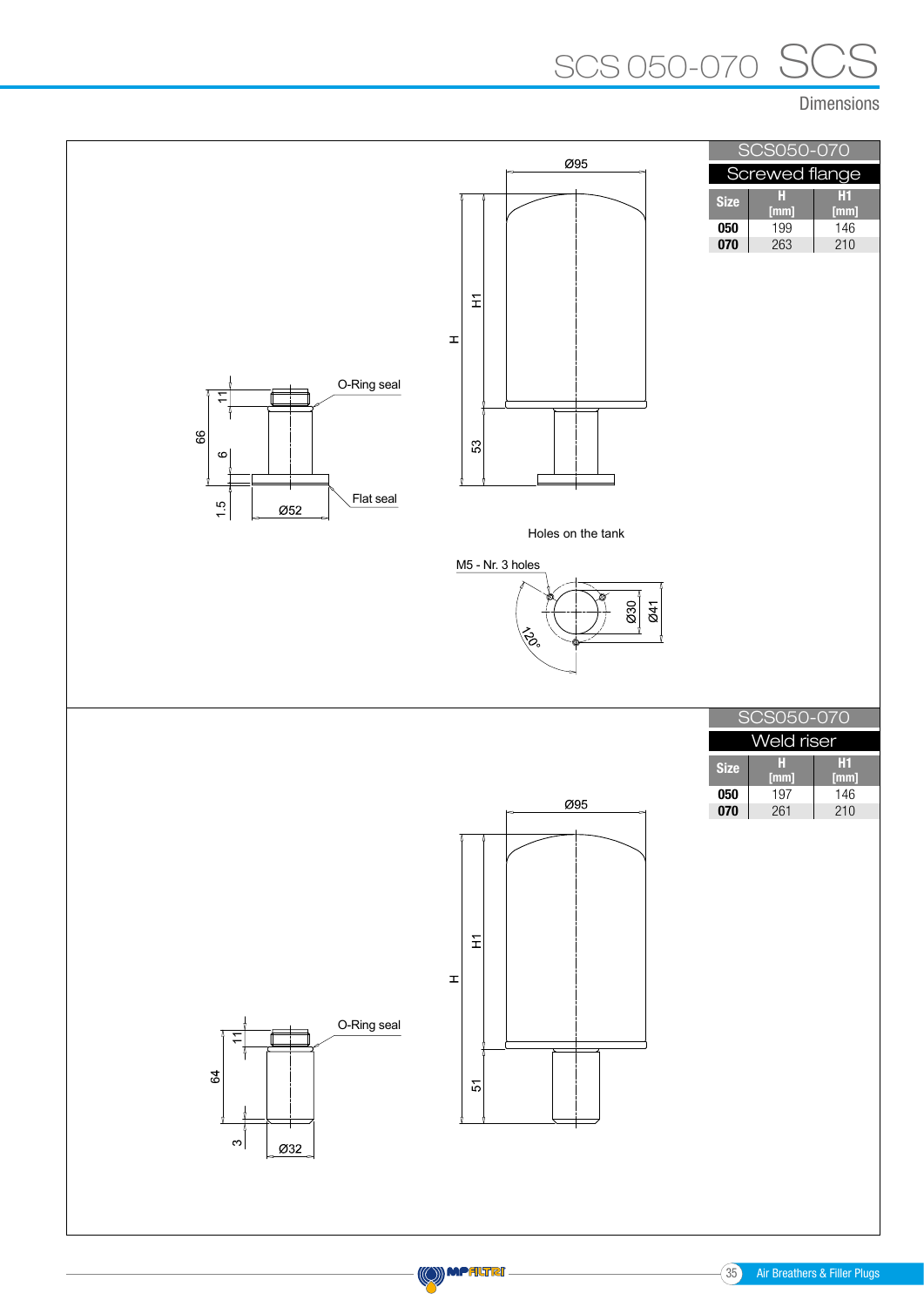# SCS 050-070 SCS

## Dimensions

| SCS050-070 | | |
|---|---|---|
| **Screwed flange** | | |
| **Size** | **H [mm]** | **H1 [mm]** |
| **050** | 199 | 146 |
| **070** | 263 | 210 |

Ø95

H1

H

53

66

11

6

1.5

Ø52

O-Ring seal

Flat seal

Holes on the tank

M5 - Nr. 3 holes

Ø30

Ø41

120°

| SCS050-070 | | |
|---|---|---|
| **Weld riser** | | |
| **Size** | **H [mm]** | **H1 [mm]** |
| **050** | 197 | 146 |
| **070** | 261 | 210 |

Ø95

H1

H

51

64

11

3

Ø32

O-Ring seal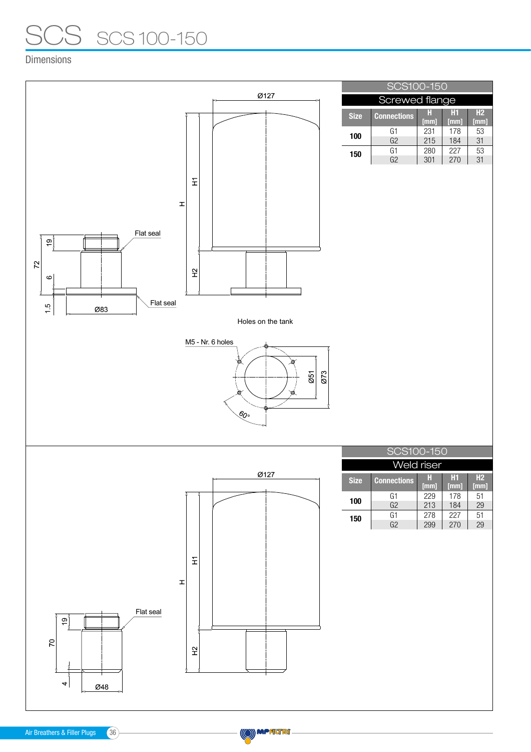# SCS SCS 100-150

## Dimensions

Ø127

H

H1

H2

19

72

6

1.5

Ø83

Flat seal

Flat seal

Holes on the tank

M5 - Nr. 6 holes

Ø51

Ø73

60°

| SCS100-150 | | | | |
|---|---|---|---|---|
| **Screwed flange** | | | | |
| **Size** | **Connections** | **H [mm]** | **H1 [mm]** | **H2 [mm]** |
| **100** | G1 | 231 | 178 | 53 |
| | G2 | 215 | 184 | 31 |
| **150** | G1 | 280 | 227 | 53 |
| | G2 | 301 | 270 | 31 |

Ø127

H

H1

H2

19

70

4

Ø48

Flat seal

| SCS100-150 | | | | |
|---|---|---|---|---|
| **Weld riser** | | | | |
| **Size** | **Connections** | **H [mm]** | **H1 [mm]** | **H2 [mm]** |
| **100** | G1 | 229 | 178 | 51 |
| | G2 | 213 | 184 | 29 |
| **150** | G1 | 278 | 227 | 51 |
| | G2 | 299 | 270 | 29 |